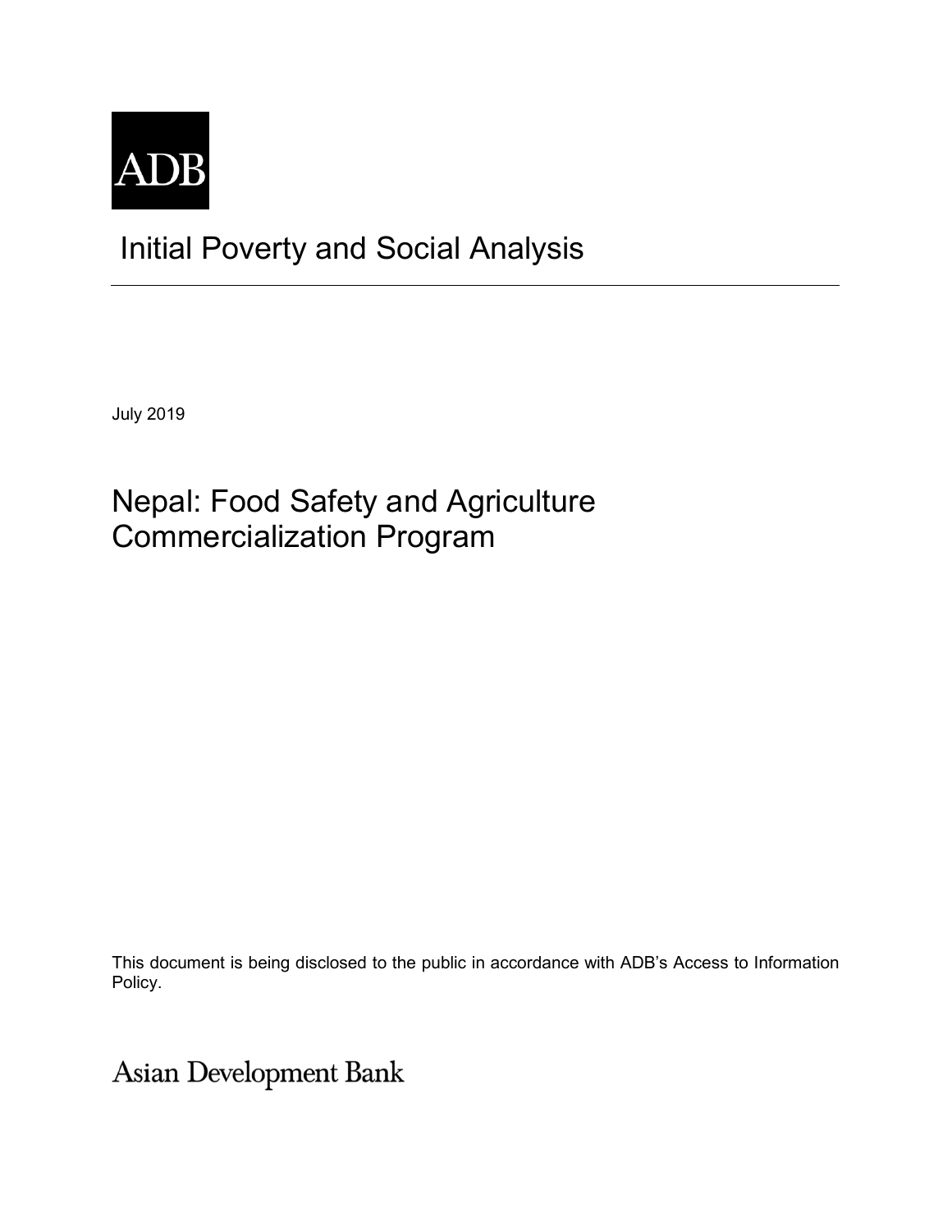ADB

# Initial Poverty and Social Analysis

July 2019

## Nepal: Food Safety and Agriculture Commercialization Program

This document is being disclosed to the public in accordance with ADB's Access to Information Policy.

Asian Development Bank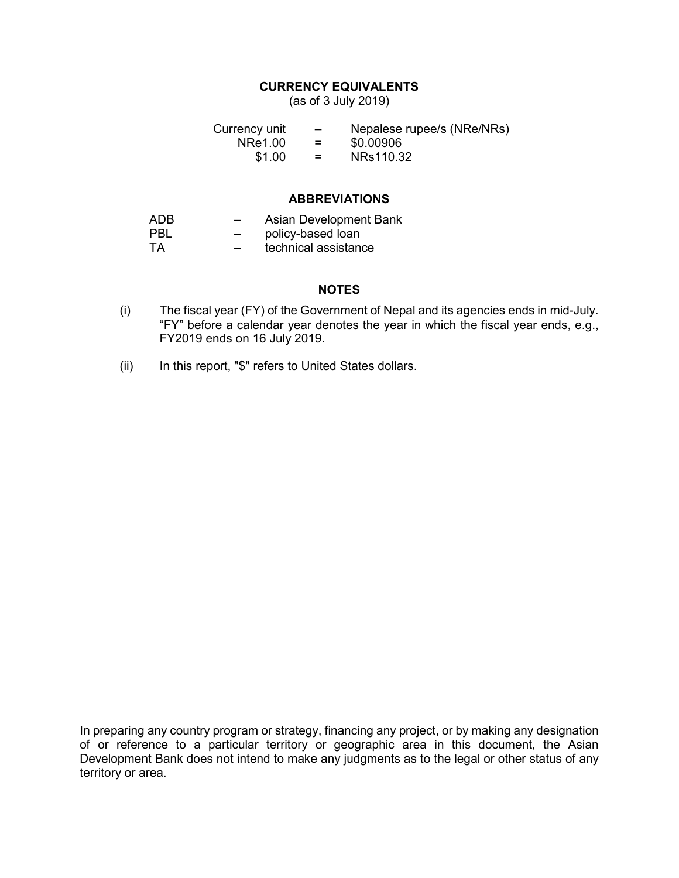## CURRENCY EQUIVALENTS

(as of 3 July 2019)

| Currency unit | – | Nepalese rupee/s (NRe/NRs) |
|---|---|---|
| NRe1.00 | = | $0.00906 |
| $1.00 | = | NRs110.32 |

## ABBREVIATIONS

| | | |
|---|---|---|
| ADB | – | Asian Development Bank |
| PBL | – | policy-based loan |
| TA | – | technical assistance |

## NOTES

(i) The fiscal year (FY) of the Government of Nepal and its agencies ends in mid-July. "FY" before a calendar year denotes the year in which the fiscal year ends, e.g., FY2019 ends on 16 July 2019.

(ii) In this report, "$" refers to United States dollars.

In preparing any country program or strategy, financing any project, or by making any designation of or reference to a particular territory or geographic area in this document, the Asian Development Bank does not intend to make any judgments as to the legal or other status of any territory or area.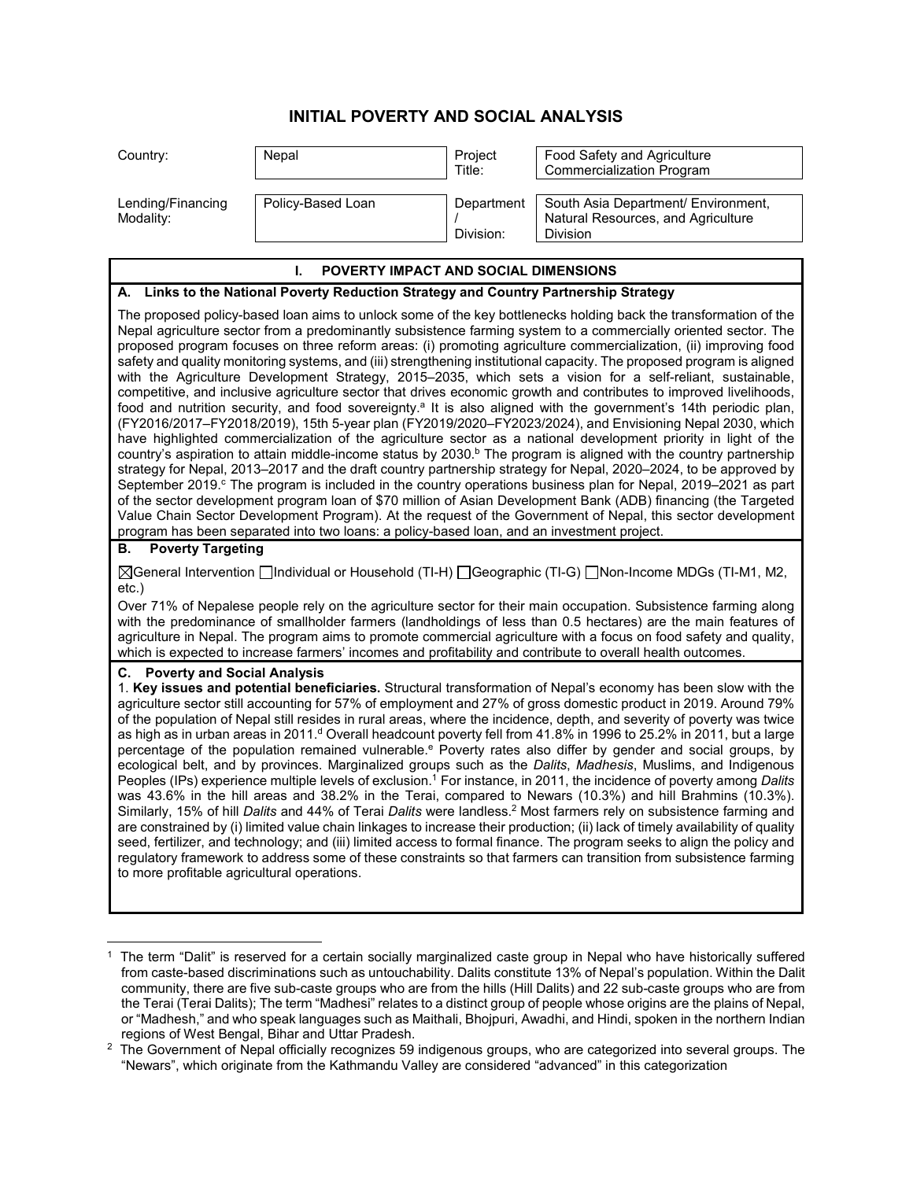# INITIAL POVERTY AND SOCIAL ANALYSIS

| Country: | Nepal | Project Title: | Food Safety and Agriculture Commercialization Program |
|---|---|---|---|
| Lending/Financing Modality: | Policy-Based Loan | Department / Division: | South Asia Department/ Environment, Natural Resources, and Agriculture Division |

## I. POVERTY IMPACT AND SOCIAL DIMENSIONS

### A. Links to the National Poverty Reduction Strategy and Country Partnership Strategy

The proposed policy-based loan aims to unlock some of the key bottlenecks holding back the transformation of the Nepal agriculture sector from a predominantly subsistence farming system to a commercially oriented sector. The proposed program focuses on three reform areas: (i) promoting agriculture commercialization, (ii) improving food safety and quality monitoring systems, and (iii) strengthening institutional capacity. The proposed program is aligned with the Agriculture Development Strategy, 2015–2035, which sets a vision for a self-reliant, sustainable, competitive, and inclusive agriculture sector that drives economic growth and contributes to improved livelihoods, food and nutrition security, and food sovereignty.[a] It is also aligned with the government's 14th periodic plan, (FY2016/2017–FY2018/2019), 15th 5-year plan (FY2019/2020–FY2023/2024), and Envisioning Nepal 2030, which have highlighted commercialization of the agriculture sector as a national development priority in light of the country's aspiration to attain middle-income status by 2030.[b] The program is aligned with the country partnership strategy for Nepal, 2013–2017 and the draft country partnership strategy for Nepal, 2020–2024, to be approved by September 2019.[c] The program is included in the country operations business plan for Nepal, 2019–2021 as part of the sector development program loan of $70 million of Asian Development Bank (ADB) financing (the Targeted Value Chain Sector Development Program). At the request of the Government of Nepal, this sector development program has been separated into two loans: a policy-based loan, and an investment project.

### B. Poverty Targeting

☒General Intervention ☐Individual or Household (TI-H) ☐Geographic (TI-G) ☐Non-Income MDGs (TI-M1, M2, etc.)

Over 71% of Nepalese people rely on the agriculture sector for their main occupation. Subsistence farming along with the predominance of smallholder farmers (landholdings of less than 0.5 hectares) are the main features of agriculture in Nepal. The program aims to promote commercial agriculture with a focus on food safety and quality, which is expected to increase farmers' incomes and profitability and contribute to overall health outcomes.

### C. Poverty and Social Analysis

1. **Key issues and potential beneficiaries.** Structural transformation of Nepal's economy has been slow with the agriculture sector still accounting for 57% of employment and 27% of gross domestic product in 2019. Around 79% of the population of Nepal still resides in rural areas, where the incidence, depth, and severity of poverty was twice as high as in urban areas in 2011.[d] Overall headcount poverty fell from 41.8% in 1996 to 25.2% in 2011, but a large percentage of the population remained vulnerable.[e] Poverty rates also differ by gender and social groups, by ecological belt, and by provinces. Marginalized groups such as the *Dalits*, *Madhesis*, Muslims, and Indigenous Peoples (IPs) experience multiple levels of exclusion.[1] For instance, in 2011, the incidence of poverty among *Dalits* was 43.6% in the hill areas and 38.2% in the Terai, compared to Newars (10.3%) and hill Brahmins (10.3%). Similarly, 15% of hill *Dalits* and 44% of Terai *Dalits* were landless.[2] Most farmers rely on subsistence farming and are constrained by (i) limited value chain linkages to increase their production; (ii) lack of timely availability of quality seed, fertilizer, and technology; and (iii) limited access to formal finance. The program seeks to align the policy and regulatory framework to address some of these constraints so that farmers can transition from subsistence farming to more profitable agricultural operations.

---

[1] The term "Dalit" is reserved for a certain socially marginalized caste group in Nepal who have historically suffered from caste-based discriminations such as untouchability. Dalits constitute 13% of Nepal's population. Within the Dalit community, there are five sub-caste groups who are from the hills (Hill Dalits) and 22 sub-caste groups who are from the Terai (Terai Dalits); The term "Madhesi" relates to a distinct group of people whose origins are the plains of Nepal, or "Madhesh," and who speak languages such as Maithali, Bhojpuri, Awadhi, and Hindi, spoken in the northern Indian regions of West Bengal, Bihar and Uttar Pradesh.

[2] The Government of Nepal officially recognizes 59 indigenous groups, who are categorized into several groups. The "Newars", which originate from the Kathmandu Valley are considered "advanced" in this categorization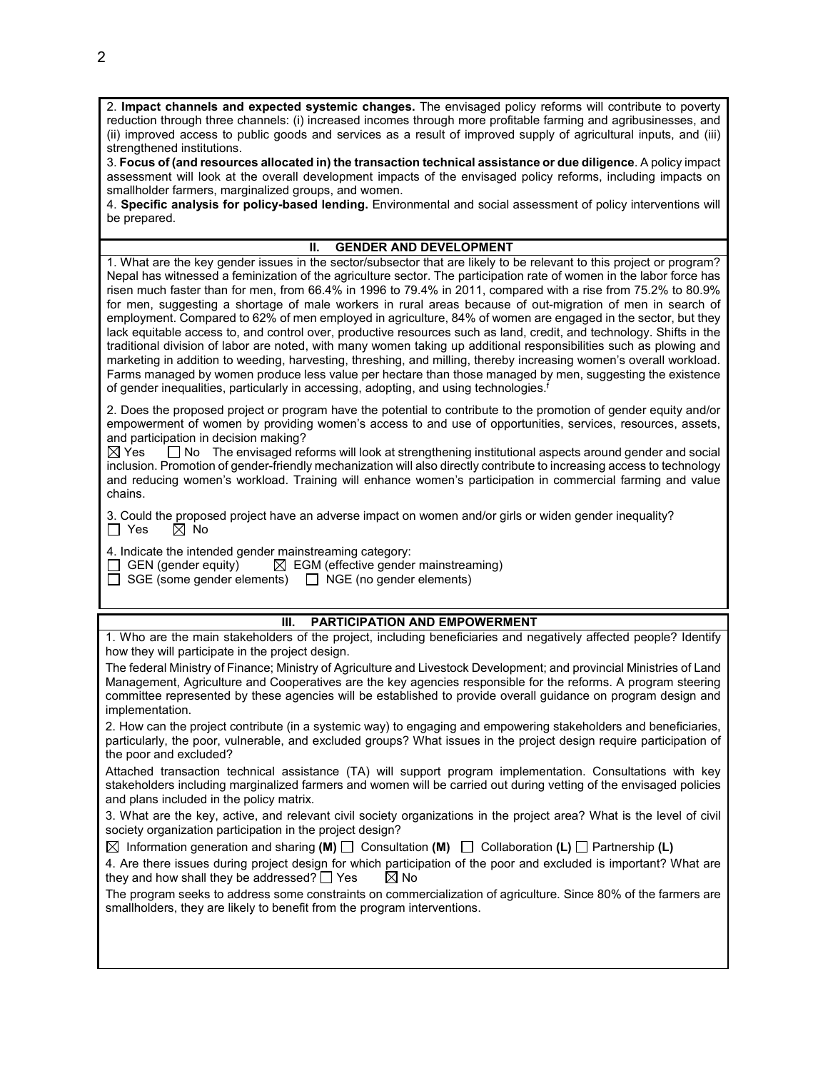2. **Impact channels and expected systemic changes.** The envisaged policy reforms will contribute to poverty reduction through three channels: (i) increased incomes through more profitable farming and agribusinesses, and (ii) improved access to public goods and services as a result of improved supply of agricultural inputs, and (iii) strengthened institutions.

3. **Focus of (and resources allocated in) the transaction technical assistance or due diligence**. A policy impact assessment will look at the overall development impacts of the envisaged policy reforms, including impacts on smallholder farmers, marginalized groups, and women.

4. **Specific analysis for policy-based lending.** Environmental and social assessment of policy interventions will be prepared.

## II. GENDER AND DEVELOPMENT

1. What are the key gender issues in the sector/subsector that are likely to be relevant to this project or program?
Nepal has witnessed a feminization of the agriculture sector. The participation rate of women in the labor force has risen much faster than for men, from 66.4% in 1996 to 79.4% in 2011, compared with a rise from 75.2% to 80.9% for men, suggesting a shortage of male workers in rural areas because of out-migration of men in search of employment. Compared to 62% of men employed in agriculture, 84% of women are engaged in the sector, but they lack equitable access to, and control over, productive resources such as land, credit, and technology. Shifts in the traditional division of labor are noted, with many women taking up additional responsibilities such as plowing and marketing in addition to weeding, harvesting, threshing, and milling, thereby increasing women's overall workload. Farms managed by women produce less value per hectare than those managed by men, suggesting the existence of gender inequalities, particularly in accessing, adopting, and using technologies.[f]

2. Does the proposed project or program have the potential to contribute to the promotion of gender equity and/or empowerment of women by providing women's access to and use of opportunities, services, resources, assets, and participation in decision making?
☒ Yes ☐ No The envisaged reforms will look at strengthening institutional aspects around gender and social inclusion. Promotion of gender-friendly mechanization will also directly contribute to increasing access to technology and reducing women's workload. Training will enhance women's participation in commercial farming and value chains.

3. Could the proposed project have an adverse impact on women and/or girls or widen gender inequality?
☐ Yes ☒ No

4. Indicate the intended gender mainstreaming category:
☐ GEN (gender equity) ☒ EGM (effective gender mainstreaming)
☐ SGE (some gender elements) ☐ NGE (no gender elements)

## III. PARTICIPATION AND EMPOWERMENT

1. Who are the main stakeholders of the project, including beneficiaries and negatively affected people? Identify how they will participate in the project design.

The federal Ministry of Finance; Ministry of Agriculture and Livestock Development; and provincial Ministries of Land Management, Agriculture and Cooperatives are the key agencies responsible for the reforms. A program steering committee represented by these agencies will be established to provide overall guidance on program design and implementation.

2. How can the project contribute (in a systemic way) to engaging and empowering stakeholders and beneficiaries, particularly, the poor, vulnerable, and excluded groups? What issues in the project design require participation of the poor and excluded?

Attached transaction technical assistance (TA) will support program implementation. Consultations with key stakeholders including marginalized farmers and women will be carried out during vetting of the envisaged policies and plans included in the policy matrix.

3. What are the key, active, and relevant civil society organizations in the project area? What is the level of civil society organization participation in the project design?

☒ Information generation and sharing **(M)** ☐ Consultation **(M)** ☐ Collaboration **(L)** ☐ Partnership **(L)**

4. Are there issues during project design for which participation of the poor and excluded is important? What are they and how shall they be addressed? ☐ Yes ☒ No

The program seeks to address some constraints on commercialization of agriculture. Since 80% of the farmers are smallholders, they are likely to benefit from the program interventions.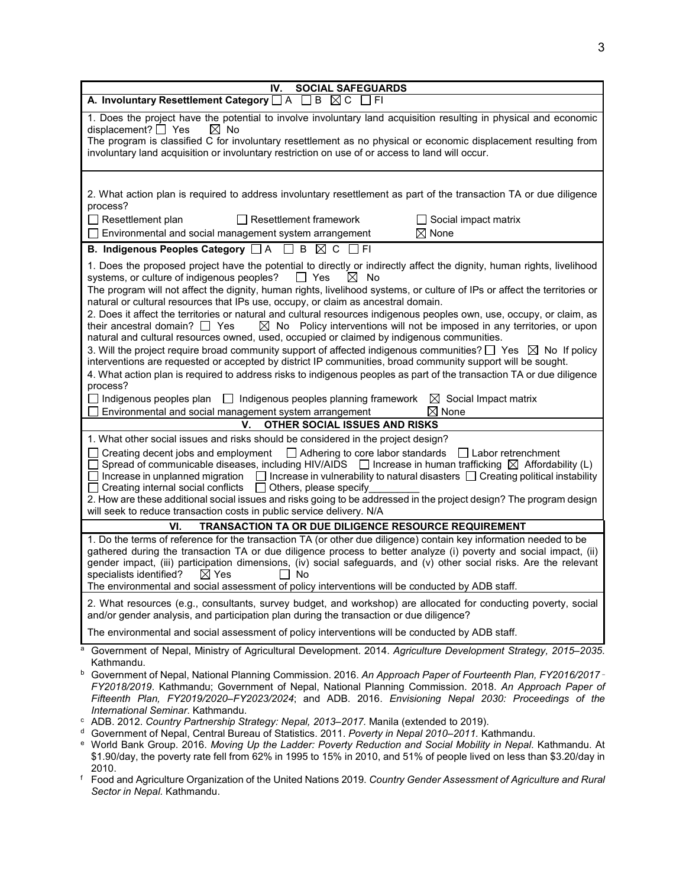## IV. SOCIAL SAFEGUARDS

**A. Involuntary Resettlement Category** ☐ A ☐ B ☒ C ☐ FI

1. Does the project have the potential to involve involuntary land acquisition resulting in physical and economic displacement? ☐ Yes ☒ No
The program is classified C for involuntary resettlement as no physical or economic displacement resulting from involuntary land acquisition or involuntary restriction on use of or access to land will occur.

2. What action plan is required to address involuntary resettlement as part of the transaction TA or due diligence process?
☐ Resettlement plan ☐ Resettlement framework ☐ Social impact matrix
☐ Environmental and social management system arrangement ☒ None

**B. Indigenous Peoples Category** ☐ A ☐ B ☒ C ☐ FI

1. Does the proposed project have the potential to directly or indirectly affect the dignity, human rights, livelihood systems, or culture of indigenous peoples? ☐ Yes ☒ No
The program will not affect the dignity, human rights, livelihood systems, or culture of IPs or affect the territories or natural or cultural resources that IPs use, occupy, or claim as ancestral domain.
2. Does it affect the territories or natural and cultural resources indigenous peoples own, use, occupy, or claim, as their ancestral domain? ☐ Yes ☒ No Policy interventions will not be imposed in any territories, or upon natural and cultural resources owned, used, occupied or claimed by indigenous communities.
3. Will the project require broad community support of affected indigenous communities? ☐ Yes ☒ No If policy interventions are requested or accepted by district IP communities, broad community support will be sought.
4. What action plan is required to address risks to indigenous peoples as part of the transaction TA or due diligence process?
☐ Indigenous peoples plan ☐ Indigenous peoples planning framework ☒ Social Impact matrix
☐ Environmental and social management system arrangement ☒ None

## V. OTHER SOCIAL ISSUES AND RISKS

1. What other social issues and risks should be considered in the project design?
☐ Creating decent jobs and employment ☐ Adhering to core labor standards ☐ Labor retrenchment
☐ Spread of communicable diseases, including HIV/AIDS ☐ Increase in human trafficking ☒ Affordability (L)
☐ Increase in unplanned migration ☐ Increase in vulnerability to natural disasters ☐ Creating political instability
☐ Creating internal social conflicts ☐ Others, please specify_________
2. How are these additional social issues and risks going to be addressed in the project design? The program design will seek to reduce transaction costs in public service delivery. N/A

## VI. TRANSACTION TA OR DUE DILIGENCE RESOURCE REQUIREMENT

1. Do the terms of reference for the transaction TA (or other due diligence) contain key information needed to be gathered during the transaction TA or due diligence process to better analyze (i) poverty and social impact, (ii) gender impact, (iii) participation dimensions, (iv) social safeguards, and (v) other social risks. Are the relevant specialists identified? ☒ Yes ☐ No
The environmental and social assessment of policy interventions will be conducted by ADB staff.

2. What resources (e.g., consultants, survey budget, and workshop) are allocated for conducting poverty, social and/or gender analysis, and participation plan during the transaction or due diligence?

The environmental and social assessment of policy interventions will be conducted by ADB staff.

[a] Government of Nepal, Ministry of Agricultural Development. 2014. *Agriculture Development Strategy, 2015–2035*. Kathmandu.
[b] Government of Nepal, National Planning Commission. 2016. *An Approach Paper of Fourteenth Plan, FY2016/2017 - FY2018/2019*. Kathmandu; Government of Nepal, National Planning Commission. 2018. *An Approach Paper of Fifteenth Plan, FY2019/2020–FY2023/2024*; and ADB. 2016. *Envisioning Nepal 2030: Proceedings of the International Seminar*. Kathmandu.
[c] ADB. 2012. *Country Partnership Strategy: Nepal, 2013–2017*. Manila (extended to 2019).
[d] Government of Nepal, Central Bureau of Statistics. 2011. *Poverty in Nepal 2010–2011.* Kathmandu.
[e] World Bank Group. 2016. *Moving Up the Ladder: Poverty Reduction and Social Mobility in Nepal*. Kathmandu. At $1.90/day, the poverty rate fell from 62% in 1995 to 15% in 2010, and 51% of people lived on less than $3.20/day in 2010.
[f] Food and Agriculture Organization of the United Nations 2019. *Country Gender Assessment of Agriculture and Rural Sector in Nepal.* Kathmandu.